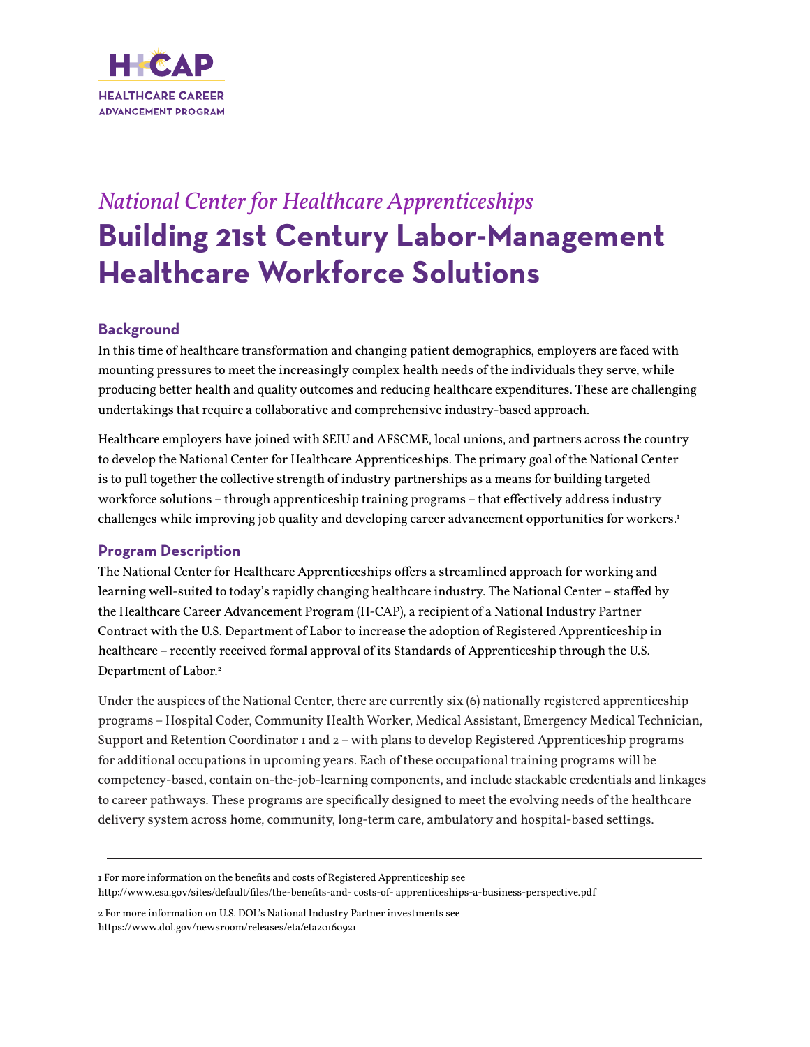H-CAP

HEALTHCARE CAREER ADVANCEMENT PROGRAM

*National Center for Healthcare Apprenticeships*

# Building 21st Century Labor-Management Healthcare Workforce Solutions

## Background

In this time of healthcare transformation and changing patient demographics, employers are faced with mounting pressures to meet the increasingly complex health needs of the individuals they serve, while producing better health and quality outcomes and reducing healthcare expenditures. These are challenging undertakings that require a collaborative and comprehensive industry-based approach.

Healthcare employers have joined with SEIU and AFSCME, local unions, and partners across the country to develop the National Center for Healthcare Apprenticeships. The primary goal of the National Center is to pull together the collective strength of industry partnerships as a means for building targeted workforce solutions – through apprenticeship training programs – that effectively address industry challenges while improving job quality and developing career advancement opportunities for workers.[1]

## Program Description

The National Center for Healthcare Apprenticeships offers a streamlined approach for working and learning well-suited to today's rapidly changing healthcare industry. The National Center – staffed by the Healthcare Career Advancement Program (H-CAP), a recipient of a National Industry Partner Contract with the U.S. Department of Labor to increase the adoption of Registered Apprenticeship in healthcare – recently received formal approval of its Standards of Apprenticeship through the U.S. Department of Labor.[2]

Under the auspices of the National Center, there are currently six (6) nationally registered apprenticeship programs – Hospital Coder, Community Health Worker, Medical Assistant, Emergency Medical Technician, Support and Retention Coordinator 1 and 2 – with plans to develop Registered Apprenticeship programs for additional occupations in upcoming years. Each of these occupational training programs will be competency-based, contain on-the-job-learning components, and include stackable credentials and linkages to career pathways. These programs are specifically designed to meet the evolving needs of the healthcare delivery system across home, community, long-term care, ambulatory and hospital-based settings.

---

1 For more information on the benefits and costs of Registered Apprenticeship see http://www.esa.gov/sites/default/files/the-benefits-and- costs-of- apprenticeships-a-business-perspective.pdf

2 For more information on U.S. DOL's National Industry Partner investments see https://www.dol.gov/newsroom/releases/eta/eta20160921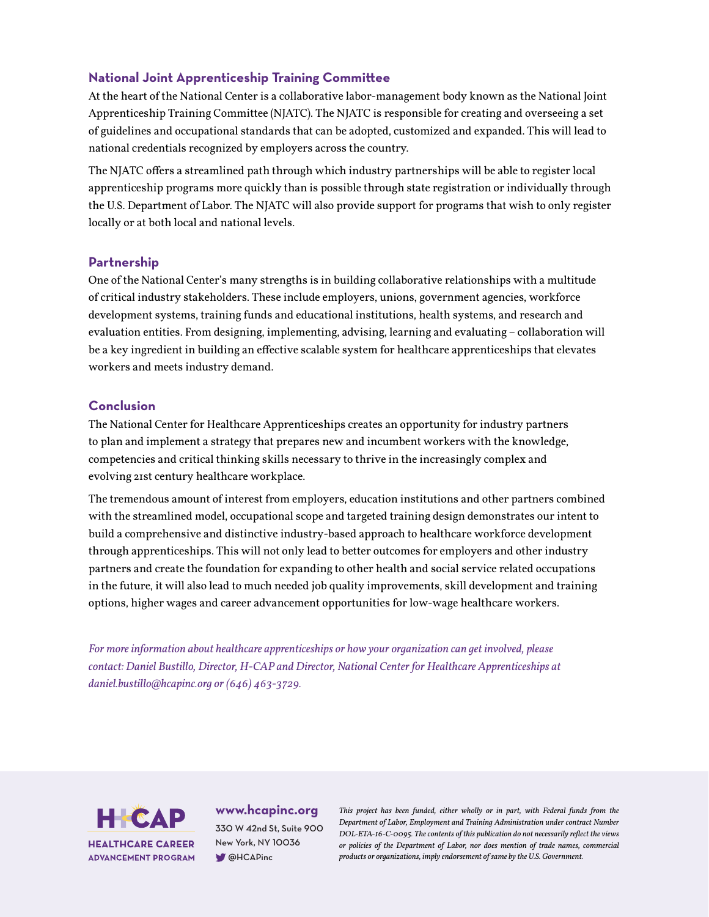## National Joint Apprenticeship Training Committee

At the heart of the National Center is a collaborative labor-management body known as the National Joint Apprenticeship Training Committee (NJATC). The NJATC is responsible for creating and overseeing a set of guidelines and occupational standards that can be adopted, customized and expanded. This will lead to national credentials recognized by employers across the country.

The NJATC offers a streamlined path through which industry partnerships will be able to register local apprenticeship programs more quickly than is possible through state registration or individually through the U.S. Department of Labor. The NJATC will also provide support for programs that wish to only register locally or at both local and national levels.

## Partnership

One of the National Center's many strengths is in building collaborative relationships with a multitude of critical industry stakeholders. These include employers, unions, government agencies, workforce development systems, training funds and educational institutions, health systems, and research and evaluation entities. From designing, implementing, advising, learning and evaluating – collaboration will be a key ingredient in building an effective scalable system for healthcare apprenticeships that elevates workers and meets industry demand.

## Conclusion

The National Center for Healthcare Apprenticeships creates an opportunity for industry partners to plan and implement a strategy that prepares new and incumbent workers with the knowledge, competencies and critical thinking skills necessary to thrive in the increasingly complex and evolving 21st century healthcare workplace.

The tremendous amount of interest from employers, education institutions and other partners combined with the streamlined model, occupational scope and targeted training design demonstrates our intent to build a comprehensive and distinctive industry-based approach to healthcare workforce development through apprenticeships. This will not only lead to better outcomes for employers and other industry partners and create the foundation for expanding to other health and social service related occupations in the future, it will also lead to much needed job quality improvements, skill development and training options, higher wages and career advancement opportunities for low-wage healthcare workers.

*For more information about healthcare apprenticeships or how your organization can get involved, please contact: Daniel Bustillo, Director, H-CAP and Director, National Center for Healthcare Apprenticeships at daniel.bustillo@hcapinc.org or (646) 463-3729.*

H-CAP
HEALTHCARE CAREER ADVANCEMENT PROGRAM

**www.hcapinc.org**
330 W 42nd St, Suite 900
New York, NY 10036
@HCAPinc

*This project has been funded, either wholly or in part, with Federal funds from the Department of Labor, Employment and Training Administration under contract Number DOL-ETA-16-C-0095. The contents of this publication do not necessarily reflect the views or policies of the Department of Labor, nor does mention of trade names, commercial products or organizations, imply endorsement of same by the U.S. Government.*